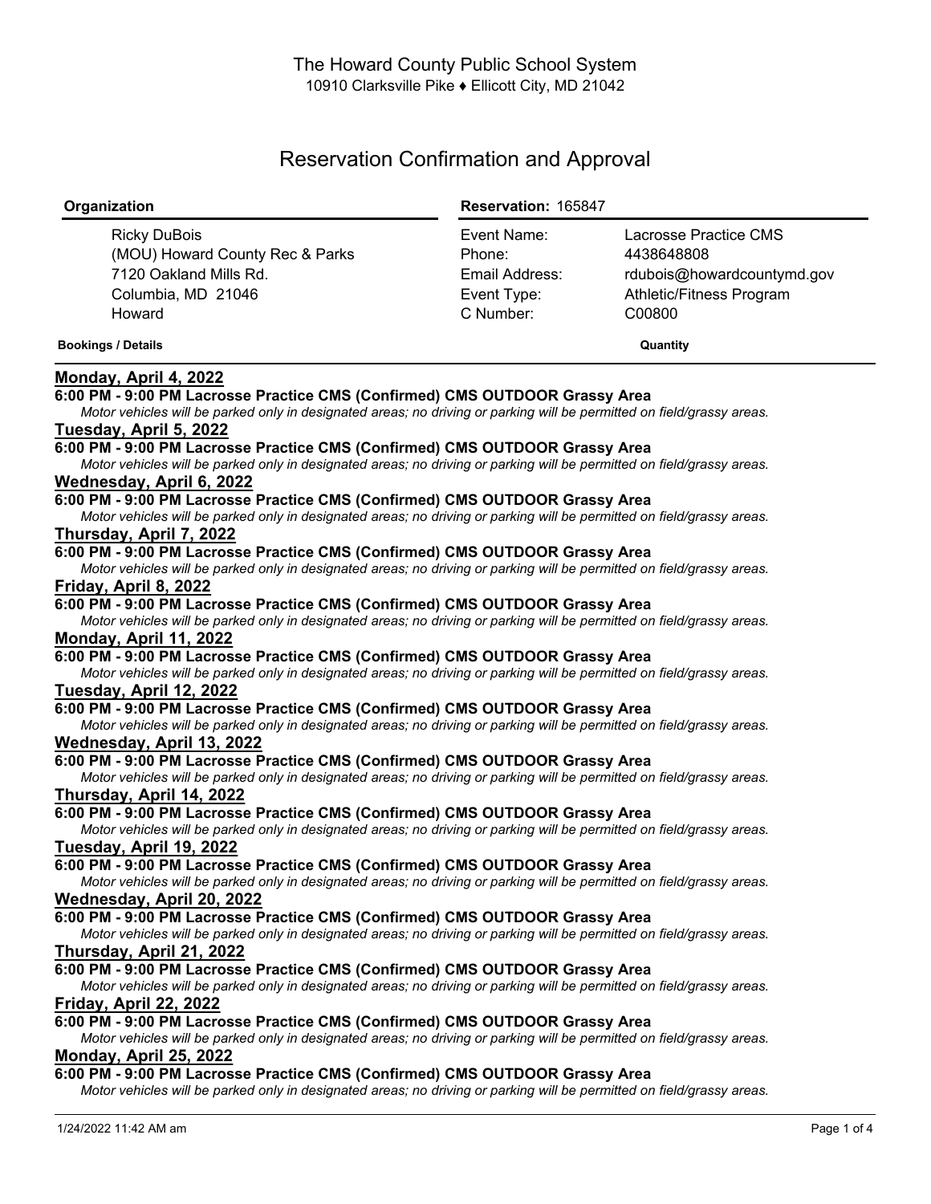The Howard County Public School System
10910 Clarksville Pike ♦ Ellicott City, MD 21042

# Reservation Confirmation and Approval

| Organization | Reservation: 165847 | |
|---|---|---|
| Ricky DuBois | Event Name: | Lacrosse Practice CMS |
| (MOU) Howard County Rec & Parks | Phone: | 4438648808 |
| 7120 Oakland Mills Rd. | Email Address: | rdubois@howardcountymd.gov |
| Columbia, MD 21046 | Event Type: | Athletic/Fitness Program |
| Howard | C Number: | C00800 |

**Bookings / Details** **Quantity**

**Monday, April 4, 2022**

**6:00 PM - 9:00 PM Lacrosse Practice CMS (Confirmed) CMS OUTDOOR Grassy Area**

*Motor vehicles will be parked only in designated areas; no driving or parking will be permitted on field/grassy areas.*

**Tuesday, April 5, 2022**

**6:00 PM - 9:00 PM Lacrosse Practice CMS (Confirmed) CMS OUTDOOR Grassy Area**

*Motor vehicles will be parked only in designated areas; no driving or parking will be permitted on field/grassy areas.*

**Wednesday, April 6, 2022**

**6:00 PM - 9:00 PM Lacrosse Practice CMS (Confirmed) CMS OUTDOOR Grassy Area**

*Motor vehicles will be parked only in designated areas; no driving or parking will be permitted on field/grassy areas.*

**Thursday, April 7, 2022**

**6:00 PM - 9:00 PM Lacrosse Practice CMS (Confirmed) CMS OUTDOOR Grassy Area**

*Motor vehicles will be parked only in designated areas; no driving or parking will be permitted on field/grassy areas.*

**Friday, April 8, 2022**

**6:00 PM - 9:00 PM Lacrosse Practice CMS (Confirmed) CMS OUTDOOR Grassy Area**

*Motor vehicles will be parked only in designated areas; no driving or parking will be permitted on field/grassy areas.*

**Monday, April 11, 2022**

**6:00 PM - 9:00 PM Lacrosse Practice CMS (Confirmed) CMS OUTDOOR Grassy Area**

*Motor vehicles will be parked only in designated areas; no driving or parking will be permitted on field/grassy areas.*

**Tuesday, April 12, 2022**

**6:00 PM - 9:00 PM Lacrosse Practice CMS (Confirmed) CMS OUTDOOR Grassy Area**

*Motor vehicles will be parked only in designated areas; no driving or parking will be permitted on field/grassy areas.*

**Wednesday, April 13, 2022**

**6:00 PM - 9:00 PM Lacrosse Practice CMS (Confirmed) CMS OUTDOOR Grassy Area**

*Motor vehicles will be parked only in designated areas; no driving or parking will be permitted on field/grassy areas.*

**Thursday, April 14, 2022**

**6:00 PM - 9:00 PM Lacrosse Practice CMS (Confirmed) CMS OUTDOOR Grassy Area**

*Motor vehicles will be parked only in designated areas; no driving or parking will be permitted on field/grassy areas.*

**Tuesday, April 19, 2022**

**6:00 PM - 9:00 PM Lacrosse Practice CMS (Confirmed) CMS OUTDOOR Grassy Area**

*Motor vehicles will be parked only in designated areas; no driving or parking will be permitted on field/grassy areas.*

**Wednesday, April 20, 2022**

**6:00 PM - 9:00 PM Lacrosse Practice CMS (Confirmed) CMS OUTDOOR Grassy Area**

*Motor vehicles will be parked only in designated areas; no driving or parking will be permitted on field/grassy areas.*

**Thursday, April 21, 2022**

**6:00 PM - 9:00 PM Lacrosse Practice CMS (Confirmed) CMS OUTDOOR Grassy Area**

*Motor vehicles will be parked only in designated areas; no driving or parking will be permitted on field/grassy areas.*

**Friday, April 22, 2022**

**6:00 PM - 9:00 PM Lacrosse Practice CMS (Confirmed) CMS OUTDOOR Grassy Area**

*Motor vehicles will be parked only in designated areas; no driving or parking will be permitted on field/grassy areas.*

**Monday, April 25, 2022**

**6:00 PM - 9:00 PM Lacrosse Practice CMS (Confirmed) CMS OUTDOOR Grassy Area**

*Motor vehicles will be parked only in designated areas; no driving or parking will be permitted on field/grassy areas.*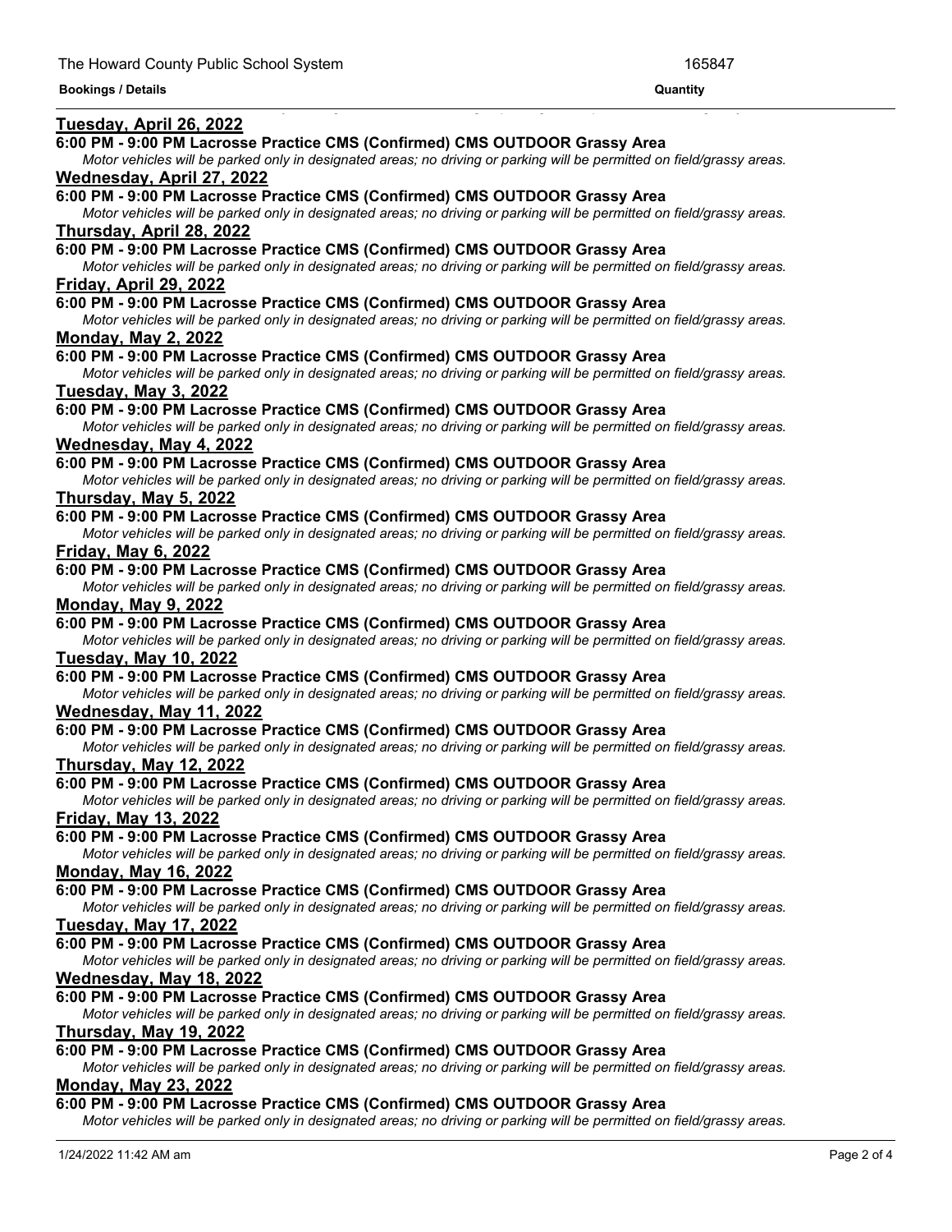**Bookings / Details** | **Quantity**

<u>**Tuesday, April 26, 2022**</u>

**6:00 PM - 9:00 PM Lacrosse Practice CMS (Confirmed) CMS OUTDOOR Grassy Area**

*Motor vehicles will be parked only in designated areas; no driving or parking will be permitted on field/grassy areas.*

<u>**Wednesday, April 27, 2022**</u>

**6:00 PM - 9:00 PM Lacrosse Practice CMS (Confirmed) CMS OUTDOOR Grassy Area**

*Motor vehicles will be parked only in designated areas; no driving or parking will be permitted on field/grassy areas.*

<u>**Thursday, April 28, 2022**</u>

**6:00 PM - 9:00 PM Lacrosse Practice CMS (Confirmed) CMS OUTDOOR Grassy Area**

*Motor vehicles will be parked only in designated areas; no driving or parking will be permitted on field/grassy areas.*

<u>**Friday, April 29, 2022**</u>

**6:00 PM - 9:00 PM Lacrosse Practice CMS (Confirmed) CMS OUTDOOR Grassy Area**

*Motor vehicles will be parked only in designated areas; no driving or parking will be permitted on field/grassy areas.*

<u>**Monday, May 2, 2022**</u>

**6:00 PM - 9:00 PM Lacrosse Practice CMS (Confirmed) CMS OUTDOOR Grassy Area**

*Motor vehicles will be parked only in designated areas; no driving or parking will be permitted on field/grassy areas.*

<u>**Tuesday, May 3, 2022**</u>

**6:00 PM - 9:00 PM Lacrosse Practice CMS (Confirmed) CMS OUTDOOR Grassy Area**

*Motor vehicles will be parked only in designated areas; no driving or parking will be permitted on field/grassy areas.*

<u>**Wednesday, May 4, 2022**</u>

**6:00 PM - 9:00 PM Lacrosse Practice CMS (Confirmed) CMS OUTDOOR Grassy Area**

*Motor vehicles will be parked only in designated areas; no driving or parking will be permitted on field/grassy areas.*

<u>**Thursday, May 5, 2022**</u>

**6:00 PM - 9:00 PM Lacrosse Practice CMS (Confirmed) CMS OUTDOOR Grassy Area**

*Motor vehicles will be parked only in designated areas; no driving or parking will be permitted on field/grassy areas.*

<u>**Friday, May 6, 2022**</u>

**6:00 PM - 9:00 PM Lacrosse Practice CMS (Confirmed) CMS OUTDOOR Grassy Area**

*Motor vehicles will be parked only in designated areas; no driving or parking will be permitted on field/grassy areas.*

<u>**Monday, May 9, 2022**</u>

**6:00 PM - 9:00 PM Lacrosse Practice CMS (Confirmed) CMS OUTDOOR Grassy Area**

*Motor vehicles will be parked only in designated areas; no driving or parking will be permitted on field/grassy areas.*

<u>**Tuesday, May 10, 2022**</u>

**6:00 PM - 9:00 PM Lacrosse Practice CMS (Confirmed) CMS OUTDOOR Grassy Area**

*Motor vehicles will be parked only in designated areas; no driving or parking will be permitted on field/grassy areas.*

<u>**Wednesday, May 11, 2022**</u>

**6:00 PM - 9:00 PM Lacrosse Practice CMS (Confirmed) CMS OUTDOOR Grassy Area**

*Motor vehicles will be parked only in designated areas; no driving or parking will be permitted on field/grassy areas.*

<u>**Thursday, May 12, 2022**</u>

**6:00 PM - 9:00 PM Lacrosse Practice CMS (Confirmed) CMS OUTDOOR Grassy Area**

*Motor vehicles will be parked only in designated areas; no driving or parking will be permitted on field/grassy areas.*

<u>**Friday, May 13, 2022**</u>

**6:00 PM - 9:00 PM Lacrosse Practice CMS (Confirmed) CMS OUTDOOR Grassy Area**

*Motor vehicles will be parked only in designated areas; no driving or parking will be permitted on field/grassy areas.*

<u>**Monday, May 16, 2022**</u>

**6:00 PM - 9:00 PM Lacrosse Practice CMS (Confirmed) CMS OUTDOOR Grassy Area**

*Motor vehicles will be parked only in designated areas; no driving or parking will be permitted on field/grassy areas.*

<u>**Tuesday, May 17, 2022**</u>

**6:00 PM - 9:00 PM Lacrosse Practice CMS (Confirmed) CMS OUTDOOR Grassy Area**

*Motor vehicles will be parked only in designated areas; no driving or parking will be permitted on field/grassy areas.*

<u>**Wednesday, May 18, 2022**</u>

**6:00 PM - 9:00 PM Lacrosse Practice CMS (Confirmed) CMS OUTDOOR Grassy Area**

*Motor vehicles will be parked only in designated areas; no driving or parking will be permitted on field/grassy areas.*

<u>**Thursday, May 19, 2022**</u>

**6:00 PM - 9:00 PM Lacrosse Practice CMS (Confirmed) CMS OUTDOOR Grassy Area**

*Motor vehicles will be parked only in designated areas; no driving or parking will be permitted on field/grassy areas.*

<u>**Monday, May 23, 2022**</u>

**6:00 PM - 9:00 PM Lacrosse Practice CMS (Confirmed) CMS OUTDOOR Grassy Area**

*Motor vehicles will be parked only in designated areas; no driving or parking will be permitted on field/grassy areas.*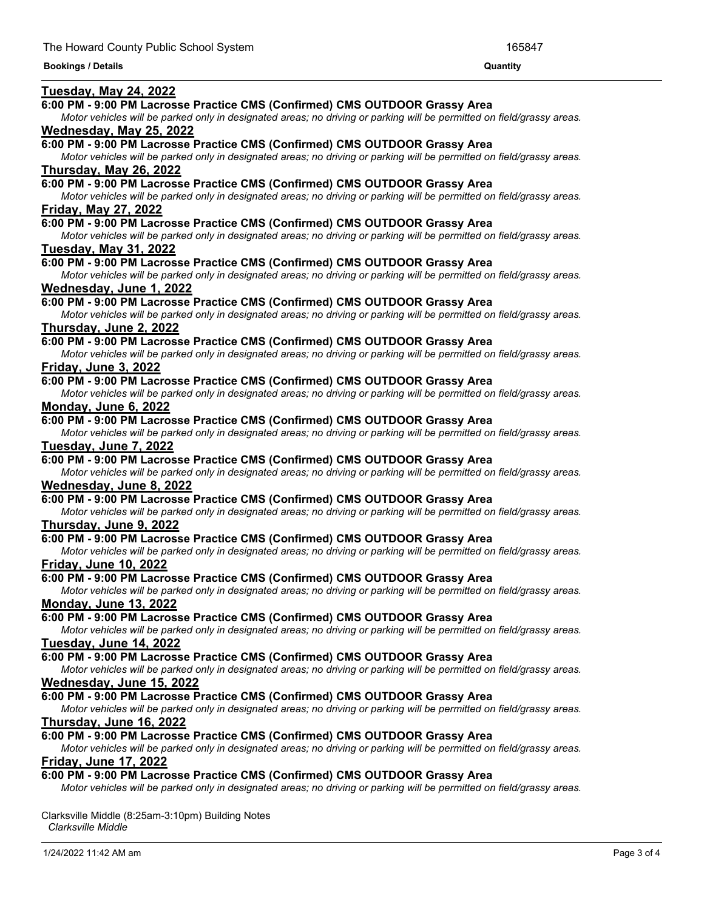**Bookings / Details** | **Quantity**

**Tuesday, May 24, 2022**

**6:00 PM - 9:00 PM Lacrosse Practice CMS (Confirmed) CMS OUTDOOR Grassy Area**

*Motor vehicles will be parked only in designated areas; no driving or parking will be permitted on field/grassy areas.*

**Wednesday, May 25, 2022**

**6:00 PM - 9:00 PM Lacrosse Practice CMS (Confirmed) CMS OUTDOOR Grassy Area**

*Motor vehicles will be parked only in designated areas; no driving or parking will be permitted on field/grassy areas.*

**Thursday, May 26, 2022**

**6:00 PM - 9:00 PM Lacrosse Practice CMS (Confirmed) CMS OUTDOOR Grassy Area**

*Motor vehicles will be parked only in designated areas; no driving or parking will be permitted on field/grassy areas.*

**Friday, May 27, 2022**

**6:00 PM - 9:00 PM Lacrosse Practice CMS (Confirmed) CMS OUTDOOR Grassy Area**

*Motor vehicles will be parked only in designated areas; no driving or parking will be permitted on field/grassy areas.*

**Tuesday, May 31, 2022**

**6:00 PM - 9:00 PM Lacrosse Practice CMS (Confirmed) CMS OUTDOOR Grassy Area**

*Motor vehicles will be parked only in designated areas; no driving or parking will be permitted on field/grassy areas.*

**Wednesday, June 1, 2022**

**6:00 PM - 9:00 PM Lacrosse Practice CMS (Confirmed) CMS OUTDOOR Grassy Area**

*Motor vehicles will be parked only in designated areas; no driving or parking will be permitted on field/grassy areas.*

**Thursday, June 2, 2022**

**6:00 PM - 9:00 PM Lacrosse Practice CMS (Confirmed) CMS OUTDOOR Grassy Area**

*Motor vehicles will be parked only in designated areas; no driving or parking will be permitted on field/grassy areas.*

**Friday, June 3, 2022**

**6:00 PM - 9:00 PM Lacrosse Practice CMS (Confirmed) CMS OUTDOOR Grassy Area**

*Motor vehicles will be parked only in designated areas; no driving or parking will be permitted on field/grassy areas.*

**Monday, June 6, 2022**

**6:00 PM - 9:00 PM Lacrosse Practice CMS (Confirmed) CMS OUTDOOR Grassy Area**

*Motor vehicles will be parked only in designated areas; no driving or parking will be permitted on field/grassy areas.*

**Tuesday, June 7, 2022**

**6:00 PM - 9:00 PM Lacrosse Practice CMS (Confirmed) CMS OUTDOOR Grassy Area**

*Motor vehicles will be parked only in designated areas; no driving or parking will be permitted on field/grassy areas.*

**Wednesday, June 8, 2022**

**6:00 PM - 9:00 PM Lacrosse Practice CMS (Confirmed) CMS OUTDOOR Grassy Area**

*Motor vehicles will be parked only in designated areas; no driving or parking will be permitted on field/grassy areas.*

**Thursday, June 9, 2022**

**6:00 PM - 9:00 PM Lacrosse Practice CMS (Confirmed) CMS OUTDOOR Grassy Area**

*Motor vehicles will be parked only in designated areas; no driving or parking will be permitted on field/grassy areas.*

**Friday, June 10, 2022**

**6:00 PM - 9:00 PM Lacrosse Practice CMS (Confirmed) CMS OUTDOOR Grassy Area**

*Motor vehicles will be parked only in designated areas; no driving or parking will be permitted on field/grassy areas.*

**Monday, June 13, 2022**

**6:00 PM - 9:00 PM Lacrosse Practice CMS (Confirmed) CMS OUTDOOR Grassy Area**

*Motor vehicles will be parked only in designated areas; no driving or parking will be permitted on field/grassy areas.*

**Tuesday, June 14, 2022**

**6:00 PM - 9:00 PM Lacrosse Practice CMS (Confirmed) CMS OUTDOOR Grassy Area**

*Motor vehicles will be parked only in designated areas; no driving or parking will be permitted on field/grassy areas.*

**Wednesday, June 15, 2022**

**6:00 PM - 9:00 PM Lacrosse Practice CMS (Confirmed) CMS OUTDOOR Grassy Area**

*Motor vehicles will be parked only in designated areas; no driving or parking will be permitted on field/grassy areas.*

**Thursday, June 16, 2022**

**6:00 PM - 9:00 PM Lacrosse Practice CMS (Confirmed) CMS OUTDOOR Grassy Area**

*Motor vehicles will be parked only in designated areas; no driving or parking will be permitted on field/grassy areas.*

**Friday, June 17, 2022**

**6:00 PM - 9:00 PM Lacrosse Practice CMS (Confirmed) CMS OUTDOOR Grassy Area**

*Motor vehicles will be parked only in designated areas; no driving or parking will be permitted on field/grassy areas.*

Clarksville Middle (8:25am-3:10pm) Building Notes

*Clarksville Middle*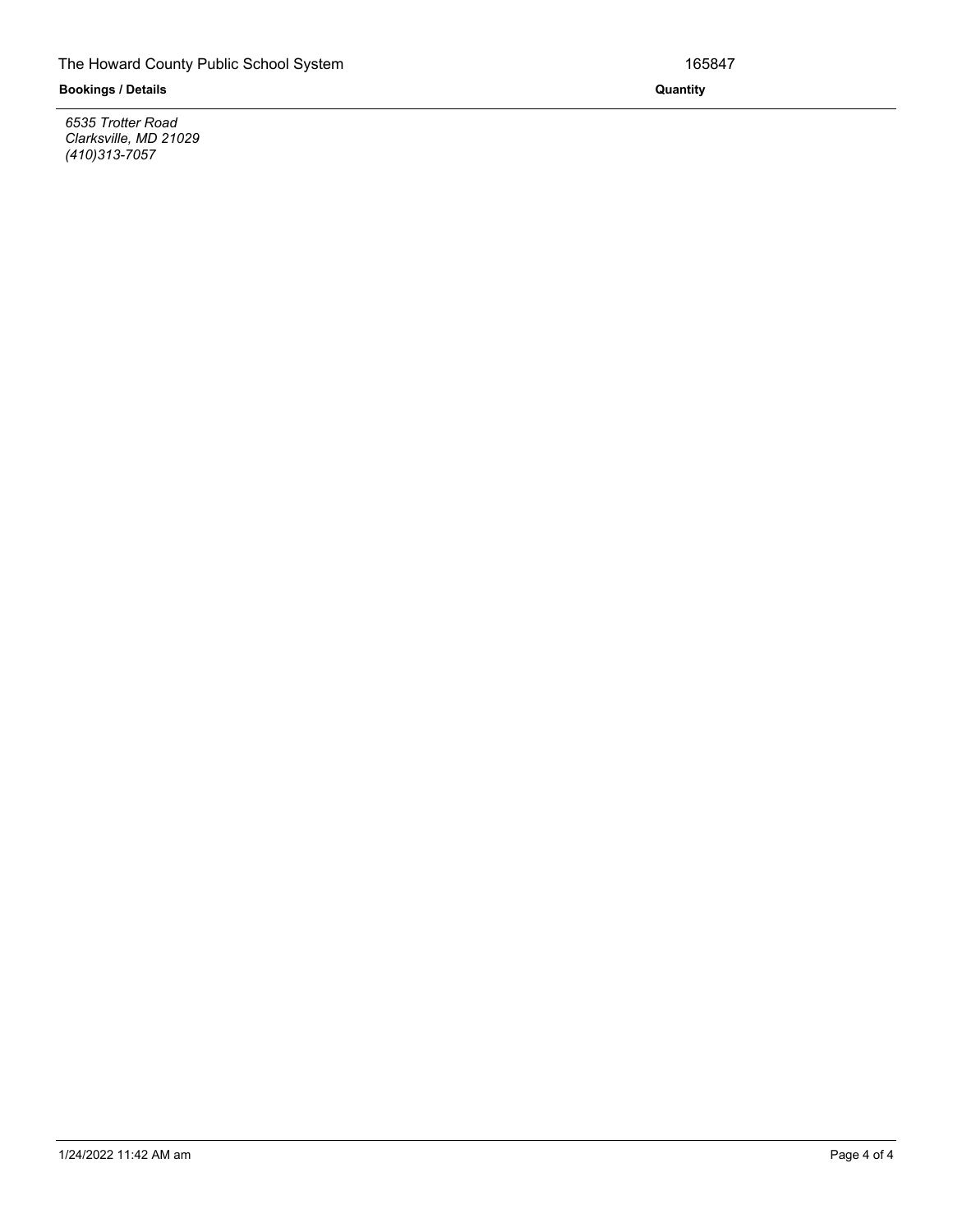*6535 Trotter Road*
*Clarksville, MD 21029*
*(410)313-7057*